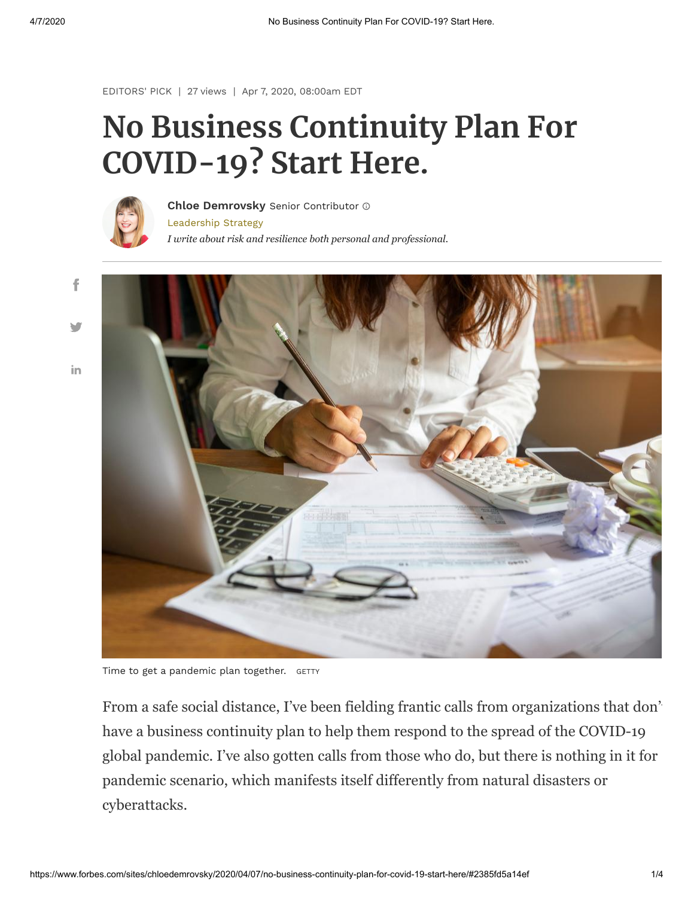EDITORS' PICK | 27 views | Apr 7, 2020, 08:00am EDT

# No Business Continuity Plan For COVID-19? Start Here.

**Chloe Demrovsky** Senior Contributor

Leadership Strategy

*I write about risk and resilience both personal and professional.*

Time to get a pandemic plan together. GETTY

From a safe social distance, I've been fielding frantic calls from organizations that don't have a business continuity plan to help them respond to the spread of the COVID-19 global pandemic. I've also gotten calls from those who do, but there is nothing in it for pandemic scenario, which manifests itself differently from natural disasters or cyberattacks.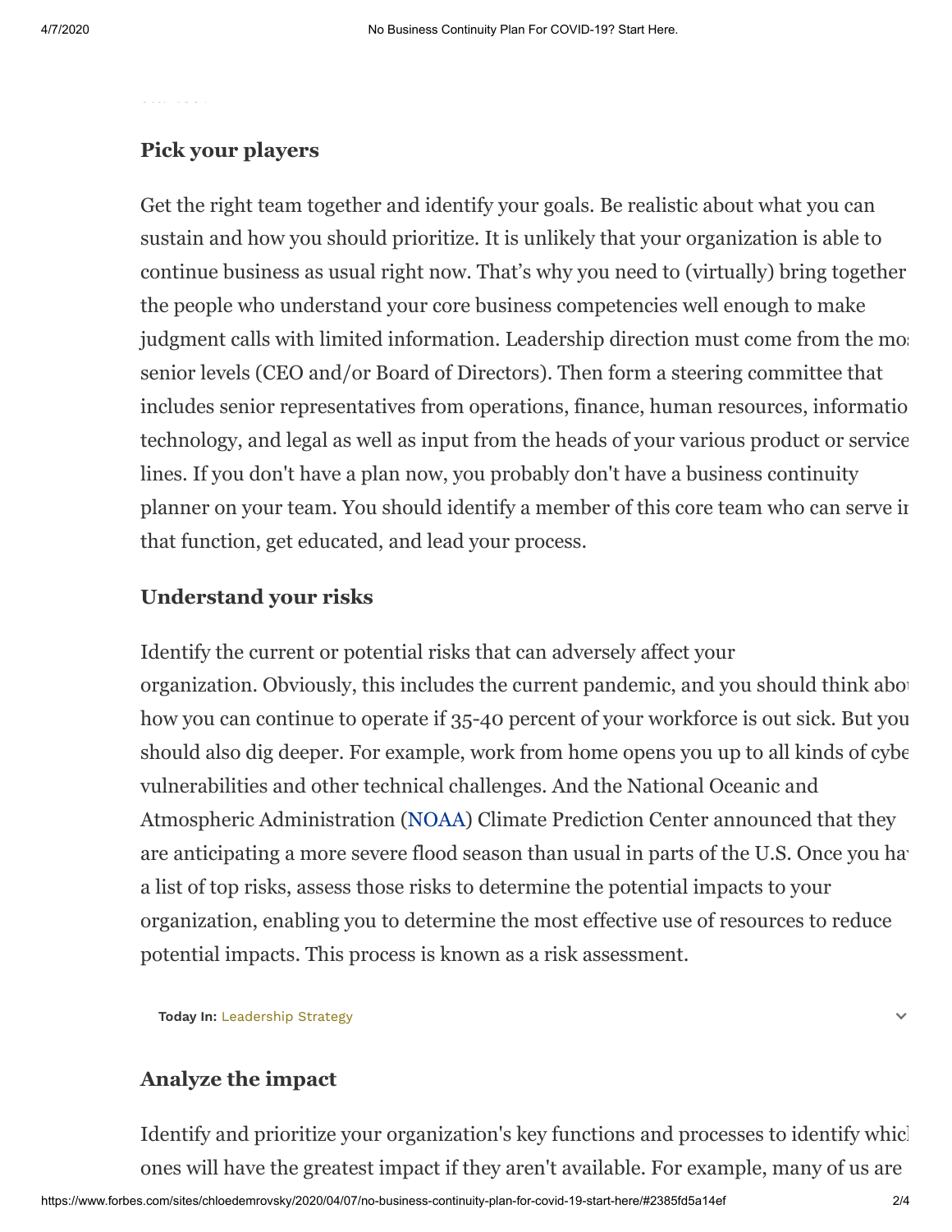### Pick your players

Get the right team together and identify your goals. Be realistic about what you can sustain and how you should prioritize. It is unlikely that your organization is able to continue business as usual right now. That's why you need to (virtually) bring together the people who understand your core business competencies well enough to make judgment calls with limited information. Leadership direction must come from the mos senior levels (CEO and/or Board of Directors). Then form a steering committee that includes senior representatives from operations, finance, human resources, informatio technology, and legal as well as input from the heads of your various product or service lines. If you don't have a plan now, you probably don't have a business continuity planner on your team. You should identify a member of this core team who can serve ir that function, get educated, and lead your process.

### Understand your risks

Identify the current or potential risks that can adversely affect your organization. Obviously, this includes the current pandemic, and you should think abo how you can continue to operate if 35-40 percent of your workforce is out sick. But you should also dig deeper. For example, work from home opens you up to all kinds of cybe vulnerabilities and other technical challenges. And the National Oceanic and Atmospheric Administration (NOAA) Climate Prediction Center announced that they are anticipating a more severe flood season than usual in parts of the U.S. Once you ha a list of top risks, assess those risks to determine the potential impacts to your organization, enabling you to determine the most effective use of resources to reduce potential impacts. This process is known as a risk assessment.

**Today In:** Leadership Strategy

### Analyze the impact

Identify and prioritize your organization's key functions and processes to identify whicl ones will have the greatest impact if they aren't available. For example, many of us are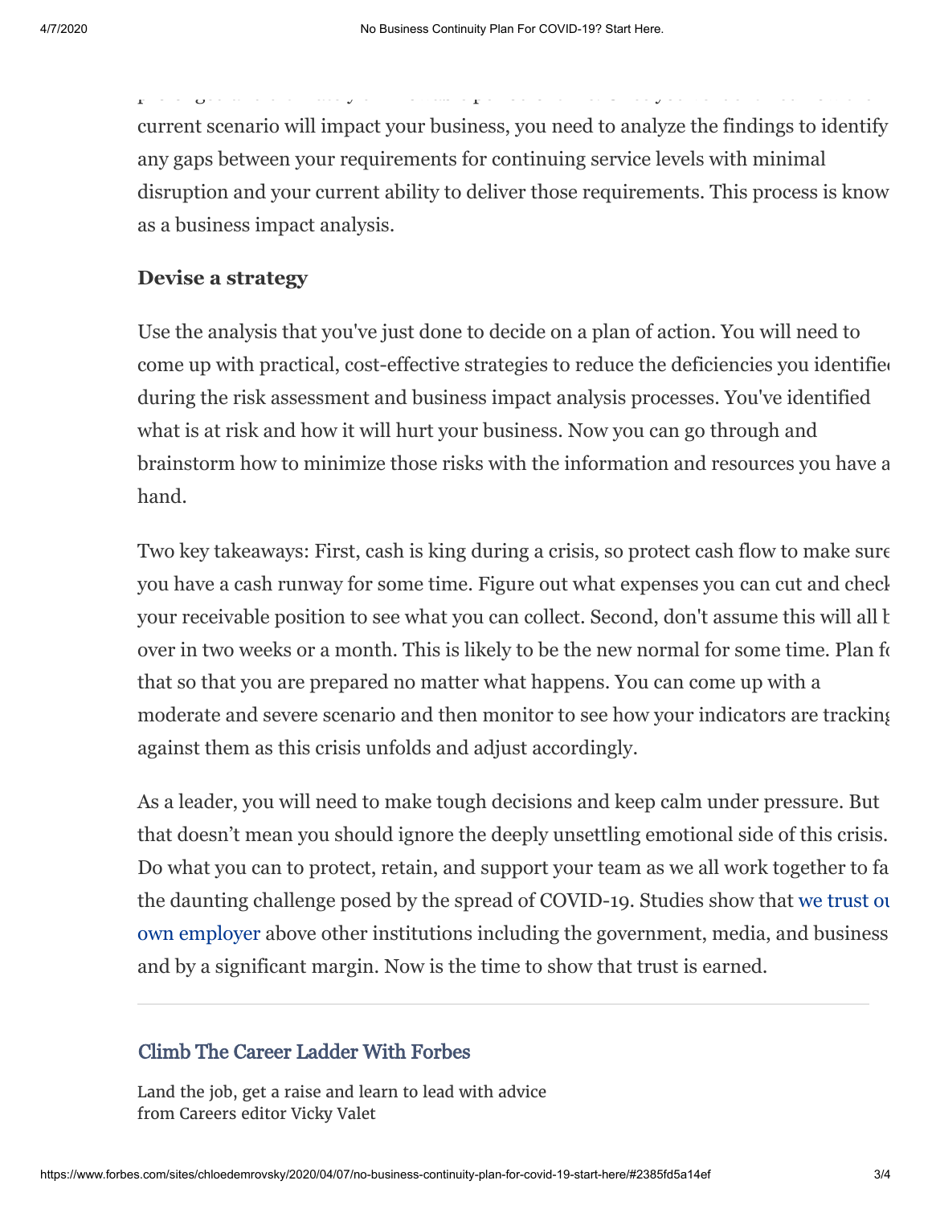current scenario will impact your business, you need to analyze the findings to identify any gaps between your requirements for continuing service levels with minimal disruption and your current ability to deliver those requirements. This process is know as a business impact analysis.

### Devise a strategy

Use the analysis that you've just done to decide on a plan of action. You will need to come up with practical, cost-effective strategies to reduce the deficiencies you identified during the risk assessment and business impact analysis processes. You've identified what is at risk and how it will hurt your business. Now you can go through and brainstorm how to minimize those risks with the information and resources you have a hand.

Two key takeaways: First, cash is king during a crisis, so protect cash flow to make sure you have a cash runway for some time. Figure out what expenses you can cut and check your receivable position to see what you can collect. Second, don't assume this will all b over in two weeks or a month. This is likely to be the new normal for some time. Plan fo that so that you are prepared no matter what happens. You can come up with a moderate and severe scenario and then monitor to see how your indicators are tracking against them as this crisis unfolds and adjust accordingly.

As a leader, you will need to make tough decisions and keep calm under pressure. But that doesn't mean you should ignore the deeply unsettling emotional side of this crisis. Do what you can to protect, retain, and support your team as we all work together to fa the daunting challenge posed by the spread of COVID-19. Studies show that we trust ou own employer above other institutions including the government, media, and business and by a significant margin. Now is the time to show that trust is earned.

---

### Climb The Career Ladder With Forbes

Land the job, get a raise and learn to lead with advice from Careers editor Vicky Valet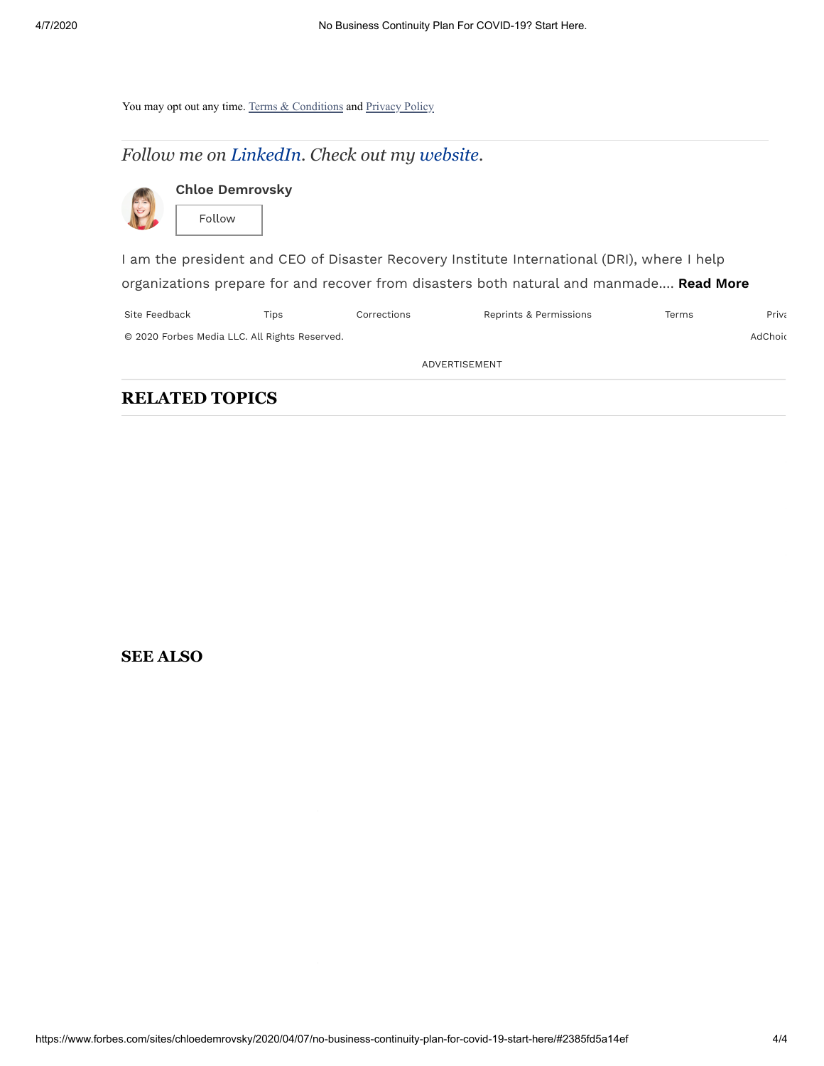You may opt out any time. Terms & Conditions and Privacy Policy

*Follow me on LinkedIn. Check out my website.*

**Chloe Demrovsky**

Follow

I am the president and CEO of Disaster Recovery Institute International (DRI), where I help organizations prepare for and recover from disasters both natural and manmade.... **Read More**

Site Feedback | Tips | Corrections | Reprints & Permissions | Terms | Priva

© 2020 Forbes Media LLC. All Rights Reserved. AdChoic

ADVERTISEMENT

## RELATED TOPICS

## SEE ALSO